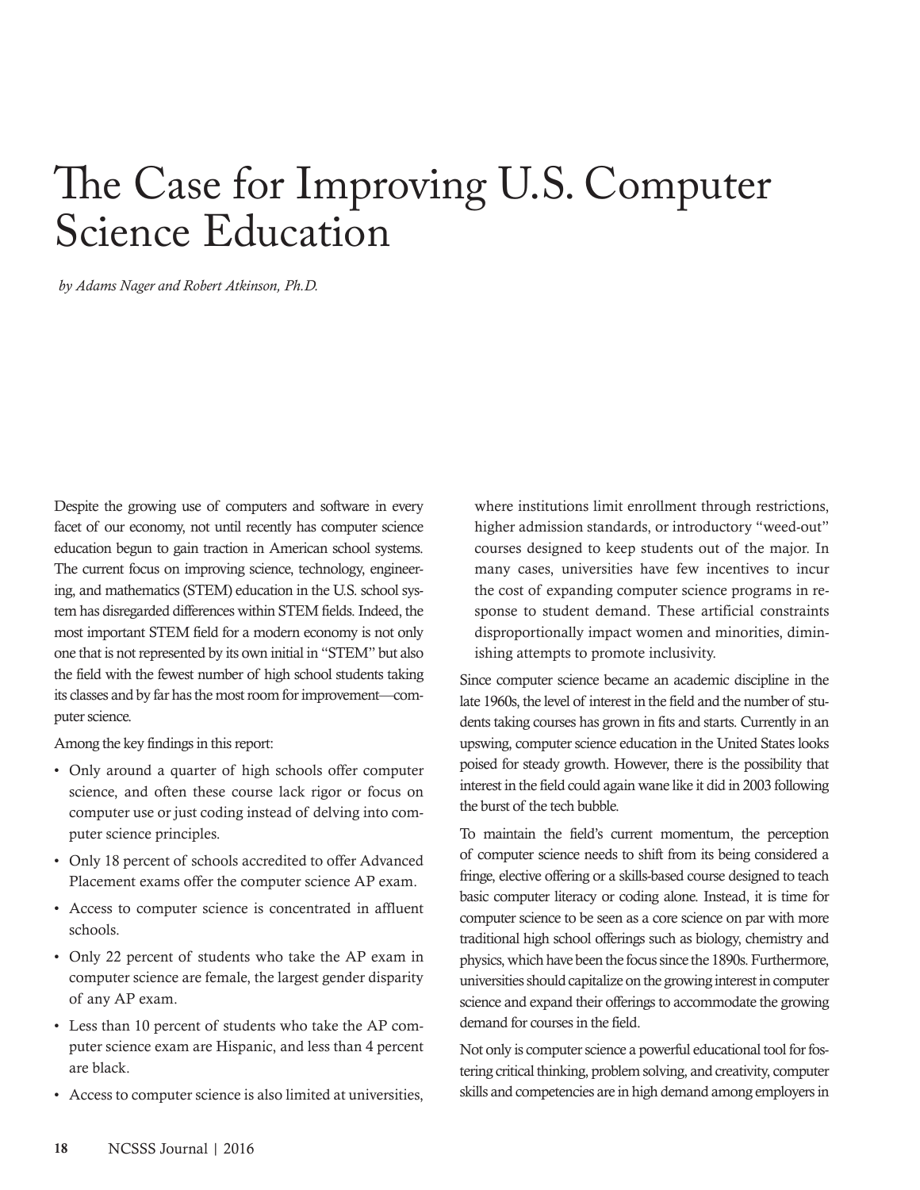# The Case for Improving U.S. Computer Science Education

*by Adams Nager and Robert Atkinson, Ph.D.*

Despite the growing use of computers and software in every facet of our economy, not until recently has computer science education begun to gain traction in American school systems. The current focus on improving science, technology, engineering, and mathematics (STEM) education in the U.S. school system has disregarded differences within STEM fields. Indeed, the most important STEM field for a modern economy is not only one that is not represented by its own initial in "STEM" but also the field with the fewest number of high school students taking its classes and by far has the most room for improvement—computer science.

Among the key findings in this report:

- Only around a quarter of high schools offer computer science, and often these course lack rigor or focus on computer use or just coding instead of delving into computer science principles.
- Only 18 percent of schools accredited to offer Advanced Placement exams offer the computer science AP exam.
- Access to computer science is concentrated in affluent schools.
- Only 22 percent of students who take the AP exam in computer science are female, the largest gender disparity of any AP exam.
- Less than 10 percent of students who take the AP computer science exam are Hispanic, and less than 4 percent are black.
- Access to computer science is also limited at universities, where institutions limit enrollment through restrictions, higher admission standards, or introductory "weed-out" courses designed to keep students out of the major. In many cases, universities have few incentives to incur the cost of expanding computer science programs in response to student demand. These artificial constraints disproportionally impact women and minorities, diminishing attempts to promote inclusivity.

Since computer science became an academic discipline in the late 1960s, the level of interest in the field and the number of students taking courses has grown in fits and starts. Currently in an upswing, computer science education in the United States looks poised for steady growth. However, there is the possibility that interest in the field could again wane like it did in 2003 following the burst of the tech bubble.

To maintain the field's current momentum, the perception of computer science needs to shift from its being considered a fringe, elective offering or a skills-based course designed to teach basic computer literacy or coding alone. Instead, it is time for computer science to be seen as a core science on par with more traditional high school offerings such as biology, chemistry and physics, which have been the focus since the 1890s. Furthermore, universities should capitalize on the growing interest in computer science and expand their offerings to accommodate the growing demand for courses in the field.

Not only is computer science a powerful educational tool for fostering critical thinking, problem solving, and creativity, computer skills and competencies are in high demand among employers in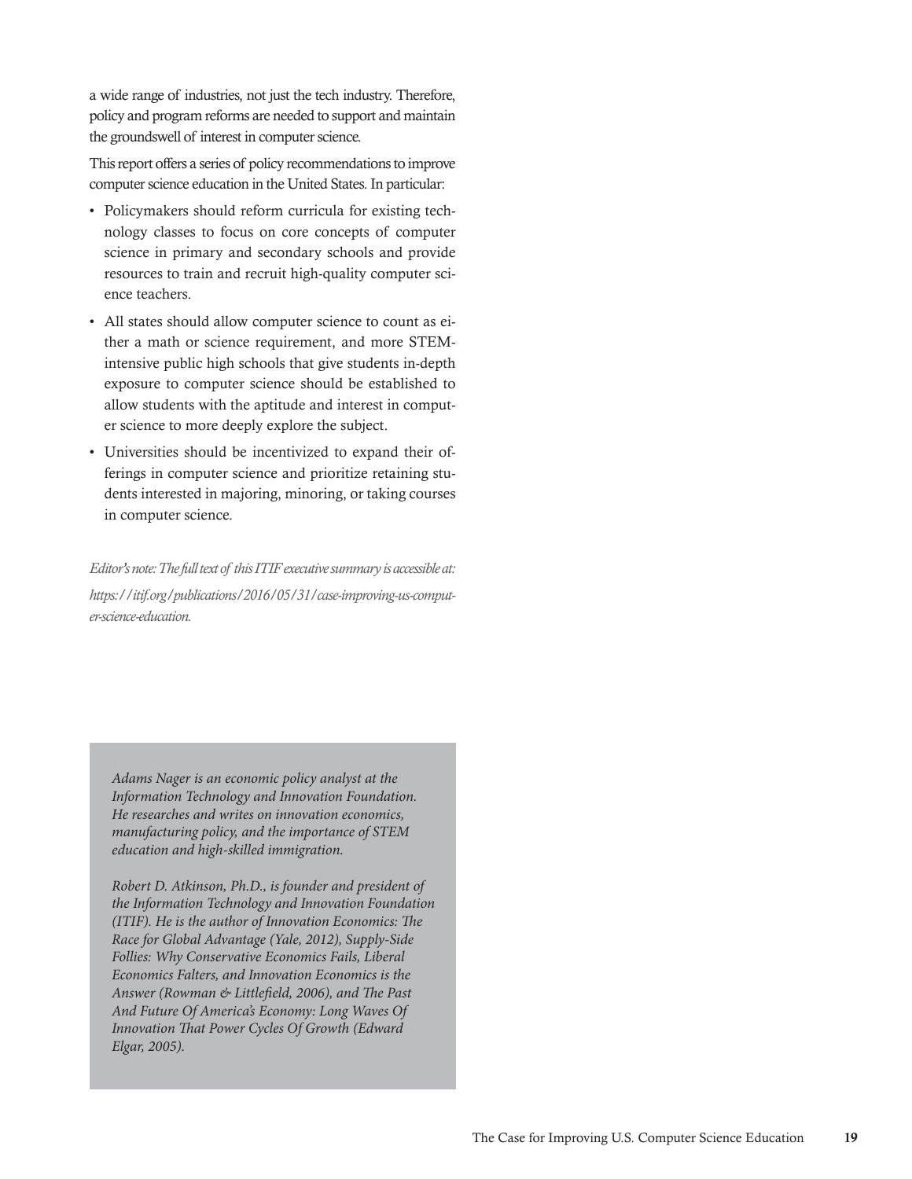a wide range of industries, not just the tech industry. Therefore, policy and program reforms are needed to support and maintain the groundswell of interest in computer science.

This report offers a series of policy recommendations to improve computer science education in the United States. In particular:

- Policymakers should reform curricula for existing technology classes to focus on core concepts of computer science in primary and secondary schools and provide resources to train and recruit high-quality computer science teachers.
- All states should allow computer science to count as either a math or science requirement, and more STEM-intensive public high schools that give students in-depth exposure to computer science should be established to allow students with the aptitude and interest in computer science to more deeply explore the subject.
- Universities should be incentivized to expand their offerings in computer science and prioritize retaining students interested in majoring, minoring, or taking courses in computer science.

*Editor's note: The full text of this ITIF executive summary is accessible at: https://itif.org/publications/2016/05/31/case-improving-us-computer-science-education.*

*Adams Nager is an economic policy analyst at the Information Technology and Innovation Foundation. He researches and writes on innovation economics, manufacturing policy, and the importance of STEM education and high-skilled immigration.*

*Robert D. Atkinson, Ph.D., is founder and president of the Information Technology and Innovation Foundation (ITIF). He is the author of Innovation Economics: The Race for Global Advantage (Yale, 2012), Supply-Side Follies: Why Conservative Economics Fails, Liberal Economics Falters, and Innovation Economics is the Answer (Rowman & Littlefield, 2006), and The Past And Future Of America's Economy: Long Waves Of Innovation That Power Cycles Of Growth (Edward Elgar, 2005).*